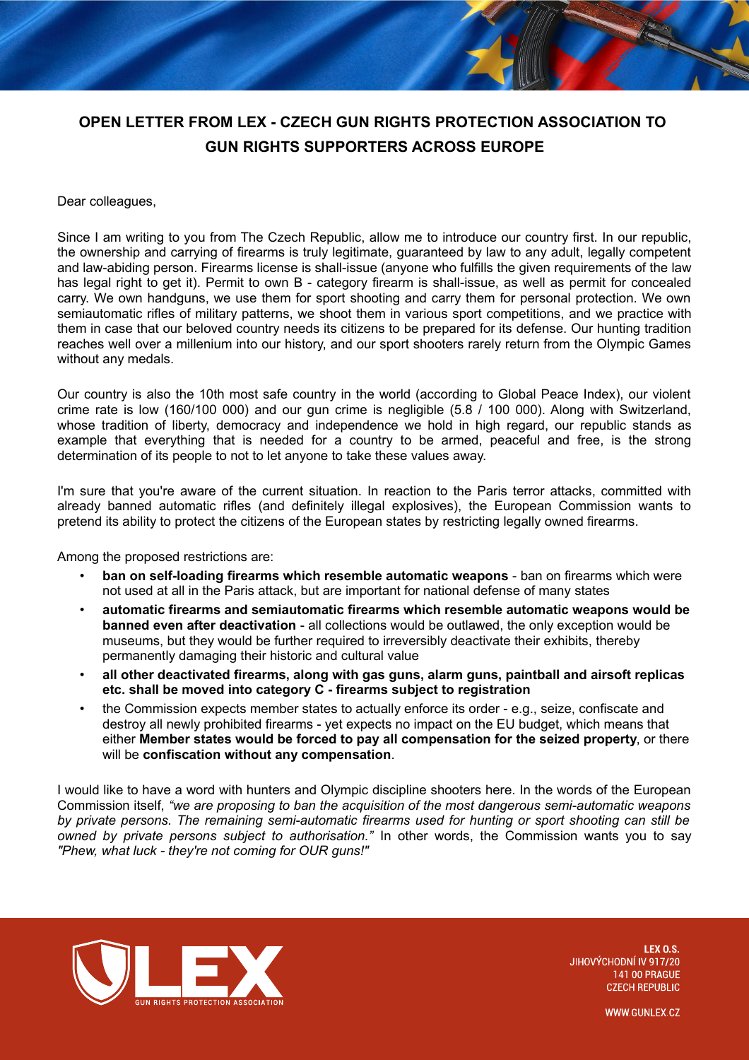# OPEN LETTER FROM LEX - CZECH GUN RIGHTS PROTECTION ASSOCIATION TO GUN RIGHTS SUPPORTERS ACROSS EUROPE

Dear colleagues,

Since I am writing to you from The Czech Republic, allow me to introduce our country first. In our republic, the ownership and carrying of firearms is truly legitimate, guaranteed by law to any adult, legally competent and law-abiding person. Firearms license is shall-issue (anyone who fulfills the given requirements of the law has legal right to get it). Permit to own B - category firearm is shall-issue, as well as permit for concealed carry. We own handguns, we use them for sport shooting and carry them for personal protection. We own semiautomatic rifles of military patterns, we shoot them in various sport competitions, and we practice with them in case that our beloved country needs its citizens to be prepared for its defense. Our hunting tradition reaches well over a millenium into our history, and our sport shooters rarely return from the Olympic Games without any medals.

Our country is also the 10th most safe country in the world (according to Global Peace Index), our violent crime rate is low (160/100 000) and our gun crime is negligible (5.8 / 100 000). Along with Switzerland, whose tradition of liberty, democracy and independence we hold in high regard, our republic stands as example that everything that is needed for a country to be armed, peaceful and free, is the strong determination of its people to not to let anyone to take these values away.

I'm sure that you're aware of the current situation. In reaction to the Paris terror attacks, committed with already banned automatic rifles (and definitely illegal explosives), the European Commission wants to pretend its ability to protect the citizens of the European states by restricting legally owned firearms.

Among the proposed restrictions are:

- **ban on self-loading firearms which resemble automatic weapons** - ban on firearms which were not used at all in the Paris attack, but are important for national defense of many states
- **automatic firearms and semiautomatic firearms which resemble automatic weapons would be banned even after deactivation** - all collections would be outlawed, the only exception would be museums, but they would be further required to irreversibly deactivate their exhibits, thereby permanently damaging their historic and cultural value
- **all other deactivated firearms, along with gas guns, alarm guns, paintball and airsoft replicas etc. shall be moved into category C - firearms subject to registration**
- the Commission expects member states to actually enforce its order - e.g., seize, confiscate and destroy all newly prohibited firearms - yet expects no impact on the EU budget, which means that either **Member states would be forced to pay all compensation for the seized property**, or there will be **confiscation without any compensation**.

I would like to have a word with hunters and Olympic discipline shooters here. In the words of the European Commission itself, *"we are proposing to ban the acquisition of the most dangerous semi-automatic weapons by private persons. The remaining semi-automatic firearms used for hunting or sport shooting can still be owned by private persons subject to authorisation."* In other words, the Commission wants you to say *"Phew, what luck - they're not coming for OUR guns!"*

LEX GUN RIGHTS PROTECTION ASSOCIATION

LEX O.S.
JIHOVÝCHODNÍ IV 917/20
141 00 PRAGUE
CZECH REPUBLIC

WWW.GUNLEX.CZ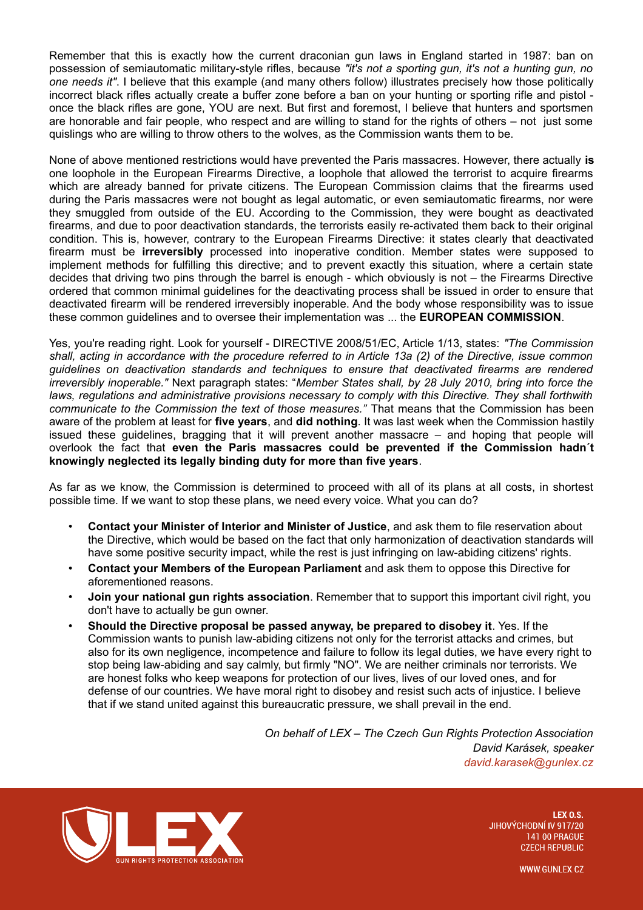Remember that this is exactly how the current draconian gun laws in England started in 1987: ban on possession of semiautomatic military-style rifles, because *"it's not a sporting gun, it's not a hunting gun, no one needs it"*. I believe that this example (and many others follow) illustrates precisely how those politically incorrect black rifles actually create a buffer zone before a ban on your hunting or sporting rifle and pistol - once the black rifles are gone, YOU are next. But first and foremost, I believe that hunters and sportsmen are honorable and fair people, who respect and are willing to stand for the rights of others – not just some quislings who are willing to throw others to the wolves, as the Commission wants them to be.

None of above mentioned restrictions would have prevented the Paris massacres. However, there actually **is** one loophole in the European Firearms Directive, a loophole that allowed the terrorist to acquire firearms which are already banned for private citizens. The European Commission claims that the firearms used during the Paris massacres were not bought as legal automatic, or even semiautomatic firearms, nor were they smuggled from outside of the EU. According to the Commission, they were bought as deactivated firearms, and due to poor deactivation standards, the terrorists easily re-activated them back to their original condition. This is, however, contrary to the European Firearms Directive: it states clearly that deactivated firearm must be **irreversibly** processed into inoperative condition. Member states were supposed to implement methods for fulfilling this directive; and to prevent exactly this situation, where a certain state decides that driving two pins through the barrel is enough - which obviously is not – the Firearms Directive ordered that common minimal guidelines for the deactivating process shall be issued in order to ensure that deactivated firearm will be rendered irreversibly inoperable. And the body whose responsibility was to issue these common guidelines and to oversee their implementation was ... the **EUROPEAN COMMISSION**.

Yes, you're reading right. Look for yourself - DIRECTIVE 2008/51/EC, Article 1/13, states: *"The Commission shall, acting in accordance with the procedure referred to in Article 13a (2) of the Directive, issue common guidelines on deactivation standards and techniques to ensure that deactivated firearms are rendered irreversibly inoperable."* Next paragraph states: "*Member States shall, by 28 July 2010, bring into force the laws, regulations and administrative provisions necessary to comply with this Directive. They shall forthwith communicate to the Commission the text of those measures."* That means that the Commission has been aware of the problem at least for **five years**, and **did nothing**. It was last week when the Commission hastily issued these guidelines, bragging that it will prevent another massacre – and hoping that people will overlook the fact that **even the Paris massacres could be prevented if the Commission hadn´t knowingly neglected its legally binding duty for more than five years**.

As far as we know, the Commission is determined to proceed with all of its plans at all costs, in shortest possible time. If we want to stop these plans, we need every voice. What you can do?

- **Contact your Minister of Interior and Minister of Justice**, and ask them to file reservation about the Directive, which would be based on the fact that only harmonization of deactivation standards will have some positive security impact, while the rest is just infringing on law-abiding citizens' rights.
- **Contact your Members of the European Parliament** and ask them to oppose this Directive for aforementioned reasons.
- **Join your national gun rights association**. Remember that to support this important civil right, you don't have to actually be gun owner.
- **Should the Directive proposal be passed anyway, be prepared to disobey it**. Yes. If the Commission wants to punish law-abiding citizens not only for the terrorist attacks and crimes, but also for its own negligence, incompetence and failure to follow its legal duties, we have every right to stop being law-abiding and say calmly, but firmly "NO". We are neither criminals nor terrorists. We are honest folks who keep weapons for protection of our lives, lives of our loved ones, and for defense of our countries. We have moral right to disobey and resist such acts of injustice. I believe that if we stand united against this bureaucratic pressure, we shall prevail in the end.

*On behalf of LEX – The Czech Gun Rights Protection Association*
*David Karásek, speaker*
*david.karasek@gunlex.cz*

LEX GUN RIGHTS PROTECTION ASSOCIATION

LEX O.S.
JIHOVÝCHODNÍ IV 917/20
141 00 PRAGUE
CZECH REPUBLIC

WWW.GUNLEX.CZ